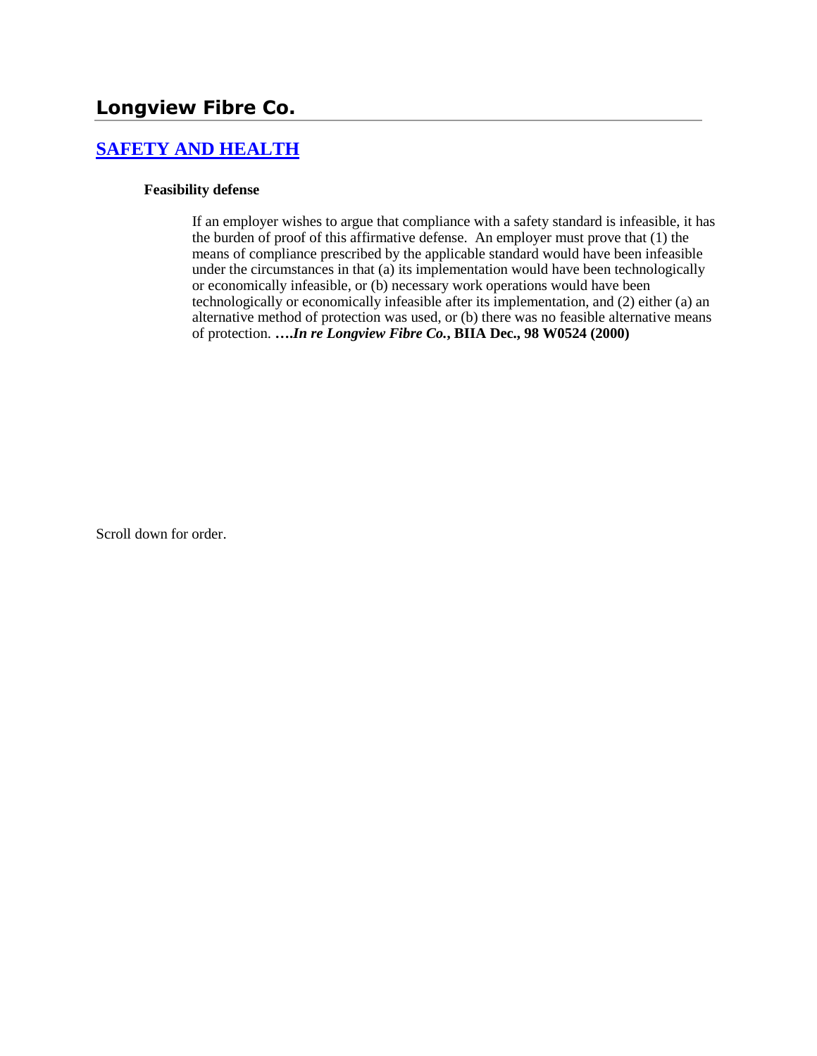# Longview Fibre Co.

## [SAFETY AND HEALTH]

**Feasibility defense**

If an employer wishes to argue that compliance with a safety standard is infeasible, it has the burden of proof of this affirmative defense. An employer must prove that (1) the means of compliance prescribed by the applicable standard would have been infeasible under the circumstances in that (a) its implementation would have been technologically or economically infeasible, or (b) necessary work operations would have been technologically or economically infeasible after its implementation, and (2) either (a) an alternative method of protection was used, or (b) there was no feasible alternative means of protection. ***….In re Longview Fibre Co.*, BIIA Dec., 98 W0524 (2000)**

Scroll down for order.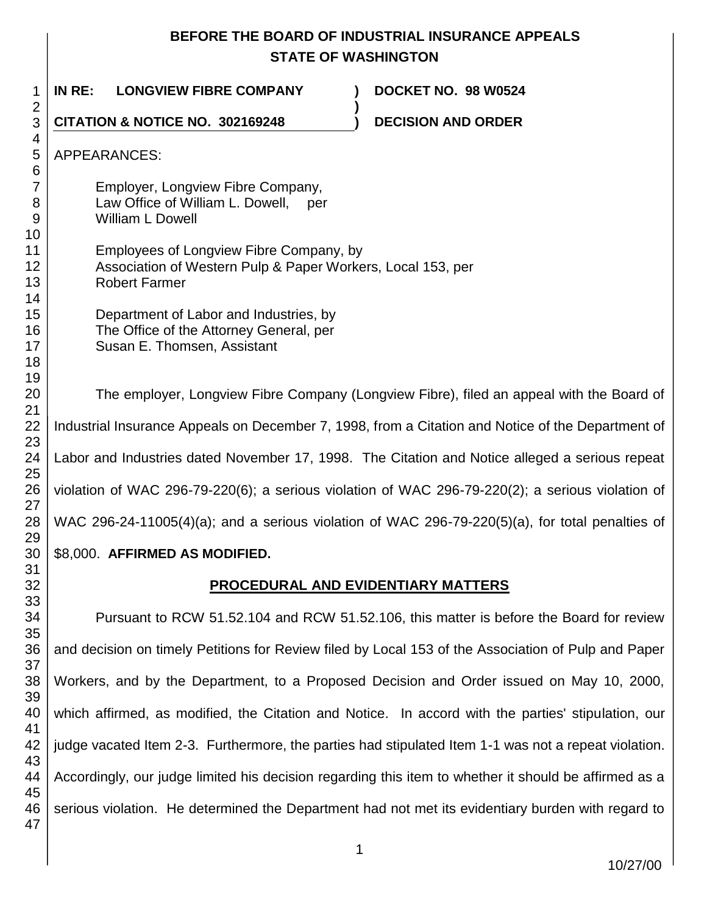# BEFORE THE BOARD OF INDUSTRIAL INSURANCE APPEALS
## STATE OF WASHINGTON

**IN RE: LONGVIEW FIBRE COMPANY** ) **DOCKET NO. 98 W0524**
)
**CITATION & NOTICE NO. 302169248** ) **DECISION AND ORDER**

APPEARANCES:

Employer, Longview Fibre Company,
Law Office of William L. Dowell, per
William L Dowell

Employees of Longview Fibre Company, by
Association of Western Pulp & Paper Workers, Local 153, per
Robert Farmer

Department of Labor and Industries, by
The Office of the Attorney General, per
Susan E. Thomsen, Assistant

The employer, Longview Fibre Company (Longview Fibre), filed an appeal with the Board of Industrial Insurance Appeals on December 7, 1998, from a Citation and Notice of the Department of Labor and Industries dated November 17, 1998. The Citation and Notice alleged a serious repeat violation of WAC 296-79-220(6); a serious violation of WAC 296-79-220(2); a serious violation of WAC 296-24-11005(4)(a); and a serious violation of WAC 296-79-220(5)(a), for total penalties of $8,000. **AFFIRMED AS MODIFIED.**

## PROCEDURAL AND EVIDENTIARY MATTERS

Pursuant to RCW 51.52.104 and RCW 51.52.106, this matter is before the Board for review and decision on timely Petitions for Review filed by Local 153 of the Association of Pulp and Paper Workers, and by the Department, to a Proposed Decision and Order issued on May 10, 2000, which affirmed, as modified, the Citation and Notice. In accord with the parties' stipulation, our judge vacated Item 2-3. Furthermore, the parties had stipulated Item 1-1 was not a repeat violation. Accordingly, our judge limited his decision regarding this item to whether it should be affirmed as a serious violation. He determined the Department had not met its evidentiary burden with regard to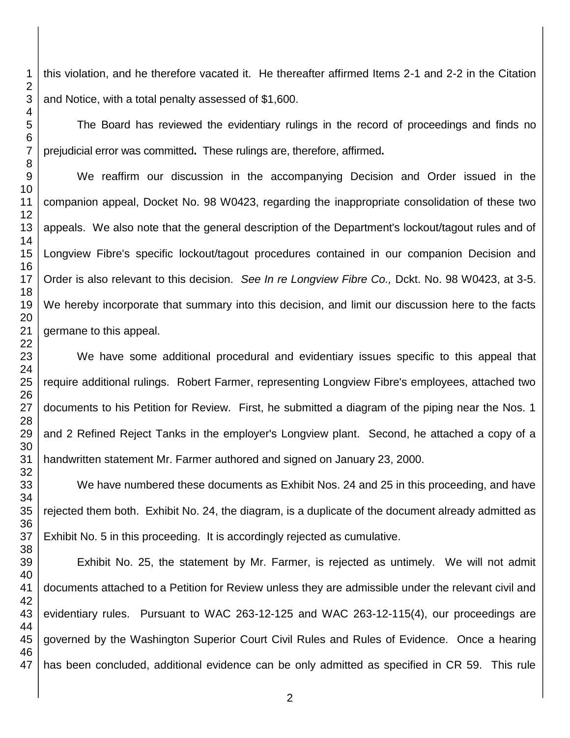this violation, and he therefore vacated it. He thereafter affirmed Items 2-1 and 2-2 in the Citation and Notice, with a total penalty assessed of $1,600.

The Board has reviewed the evidentiary rulings in the record of proceedings and finds no prejudicial error was committed**.** These rulings are, therefore, affirmed**.**

We reaffirm our discussion in the accompanying Decision and Order issued in the companion appeal, Docket No. 98 W0423, regarding the inappropriate consolidation of these two appeals. We also note that the general description of the Department's lockout/tagout rules and of Longview Fibre's specific lockout/tagout procedures contained in our companion Decision and Order is also relevant to this decision. *See In re Longview Fibre Co.,* Dckt. No. 98 W0423, at 3-5. We hereby incorporate that summary into this decision, and limit our discussion here to the facts germane to this appeal.

We have some additional procedural and evidentiary issues specific to this appeal that require additional rulings. Robert Farmer, representing Longview Fibre's employees, attached two documents to his Petition for Review. First, he submitted a diagram of the piping near the Nos. 1 and 2 Refined Reject Tanks in the employer's Longview plant. Second, he attached a copy of a handwritten statement Mr. Farmer authored and signed on January 23, 2000.

We have numbered these documents as Exhibit Nos. 24 and 25 in this proceeding, and have rejected them both. Exhibit No. 24, the diagram, is a duplicate of the document already admitted as Exhibit No. 5 in this proceeding. It is accordingly rejected as cumulative.

Exhibit No. 25, the statement by Mr. Farmer, is rejected as untimely. We will not admit documents attached to a Petition for Review unless they are admissible under the relevant civil and evidentiary rules. Pursuant to WAC 263-12-125 and WAC 263-12-115(4), our proceedings are governed by the Washington Superior Court Civil Rules and Rules of Evidence. Once a hearing has been concluded, additional evidence can be only admitted as specified in CR 59. This rule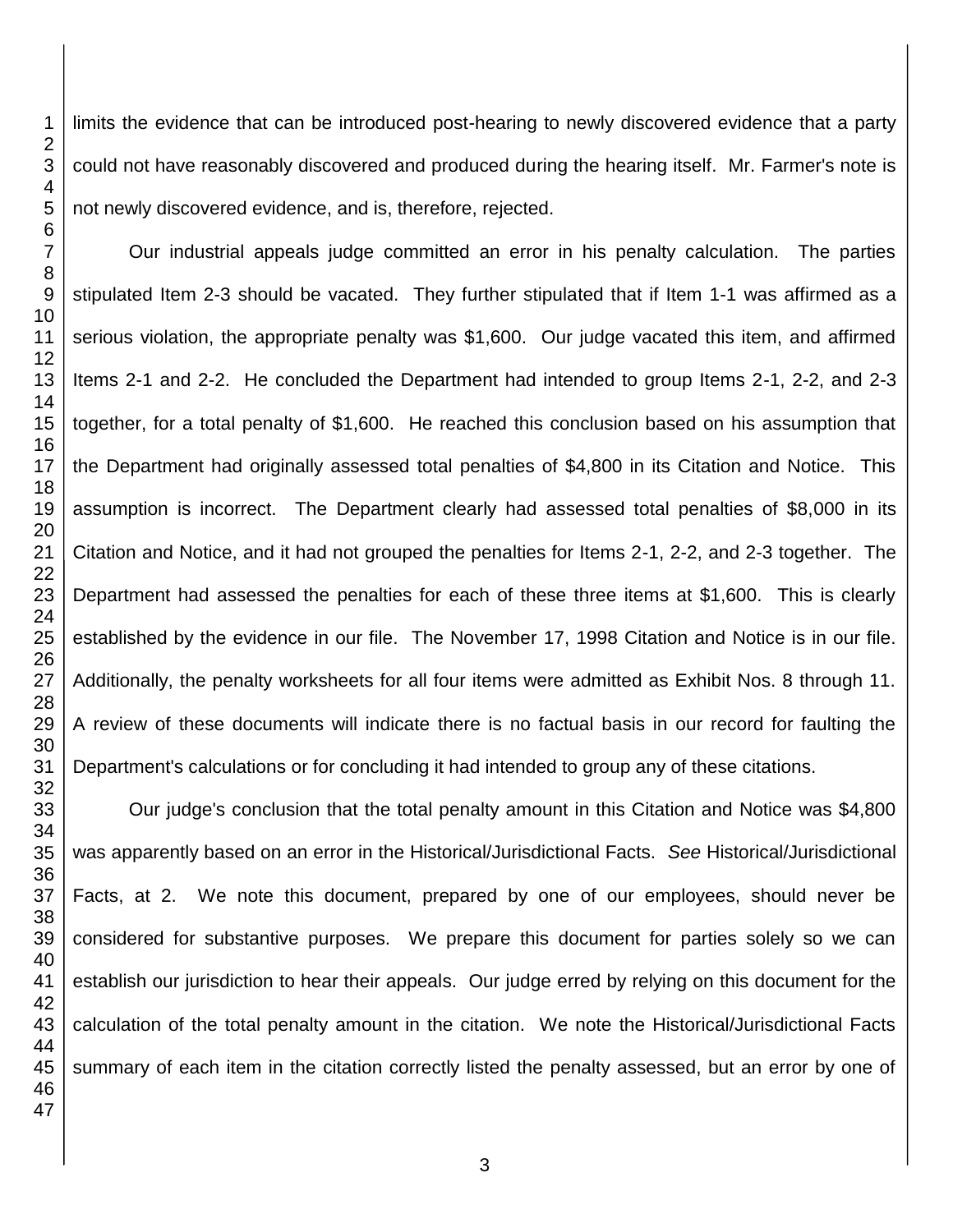limits the evidence that can be introduced post-hearing to newly discovered evidence that a party could not have reasonably discovered and produced during the hearing itself. Mr. Farmer's note is not newly discovered evidence, and is, therefore, rejected.

Our industrial appeals judge committed an error in his penalty calculation. The parties stipulated Item 2-3 should be vacated. They further stipulated that if Item 1-1 was affirmed as a serious violation, the appropriate penalty was $1,600. Our judge vacated this item, and affirmed Items 2-1 and 2-2. He concluded the Department had intended to group Items 2-1, 2-2, and 2-3 together, for a total penalty of $1,600. He reached this conclusion based on his assumption that the Department had originally assessed total penalties of $4,800 in its Citation and Notice. This assumption is incorrect. The Department clearly had assessed total penalties of $8,000 in its Citation and Notice, and it had not grouped the penalties for Items 2-1, 2-2, and 2-3 together. The Department had assessed the penalties for each of these three items at $1,600. This is clearly established by the evidence in our file. The November 17, 1998 Citation and Notice is in our file. Additionally, the penalty worksheets for all four items were admitted as Exhibit Nos. 8 through 11. A review of these documents will indicate there is no factual basis in our record for faulting the Department's calculations or for concluding it had intended to group any of these citations.

Our judge's conclusion that the total penalty amount in this Citation and Notice was $4,800 was apparently based on an error in the Historical/Jurisdictional Facts. *See* Historical/Jurisdictional Facts, at 2. We note this document, prepared by one of our employees, should never be considered for substantive purposes. We prepare this document for parties solely so we can establish our jurisdiction to hear their appeals. Our judge erred by relying on this document for the calculation of the total penalty amount in the citation. We note the Historical/Jurisdictional Facts summary of each item in the citation correctly listed the penalty assessed, but an error by one of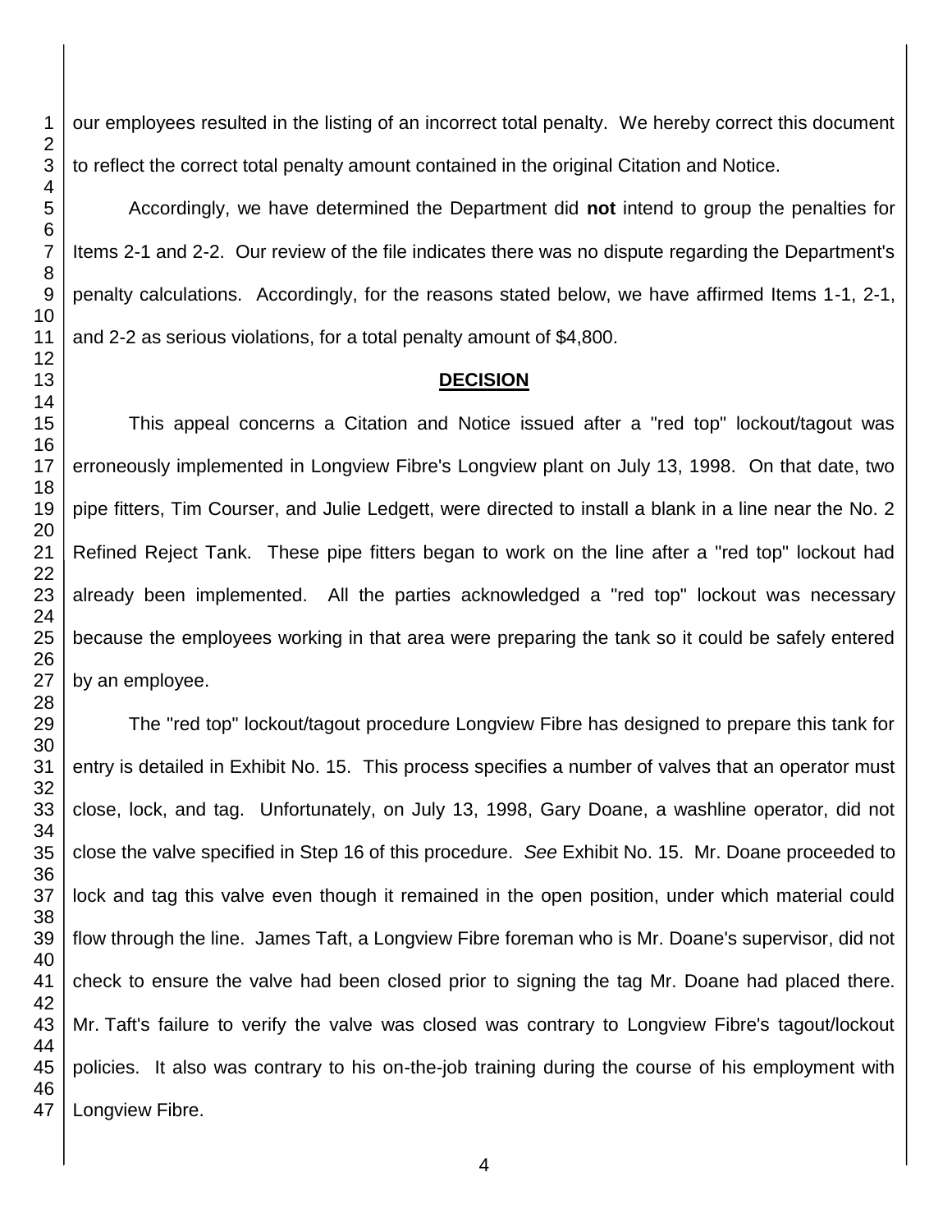our employees resulted in the listing of an incorrect total penalty. We hereby correct this document to reflect the correct total penalty amount contained in the original Citation and Notice.

Accordingly, we have determined the Department did **not** intend to group the penalties for Items 2-1 and 2-2. Our review of the file indicates there was no dispute regarding the Department's penalty calculations. Accordingly, for the reasons stated below, we have affirmed Items 1-1, 2-1, and 2-2 as serious violations, for a total penalty amount of $4,800.

## DECISION

This appeal concerns a Citation and Notice issued after a "red top" lockout/tagout was erroneously implemented in Longview Fibre's Longview plant on July 13, 1998. On that date, two pipe fitters, Tim Courser, and Julie Ledgett, were directed to install a blank in a line near the No. 2 Refined Reject Tank. These pipe fitters began to work on the line after a "red top" lockout had already been implemented. All the parties acknowledged a "red top" lockout was necessary because the employees working in that area were preparing the tank so it could be safely entered by an employee.

The "red top" lockout/tagout procedure Longview Fibre has designed to prepare this tank for entry is detailed in Exhibit No. 15. This process specifies a number of valves that an operator must close, lock, and tag. Unfortunately, on July 13, 1998, Gary Doane, a washline operator, did not close the valve specified in Step 16 of this procedure. *See* Exhibit No. 15. Mr. Doane proceeded to lock and tag this valve even though it remained in the open position, under which material could flow through the line. James Taft, a Longview Fibre foreman who is Mr. Doane's supervisor, did not check to ensure the valve had been closed prior to signing the tag Mr. Doane had placed there. Mr. Taft's failure to verify the valve was closed was contrary to Longview Fibre's tagout/lockout policies. It also was contrary to his on-the-job training during the course of his employment with Longview Fibre.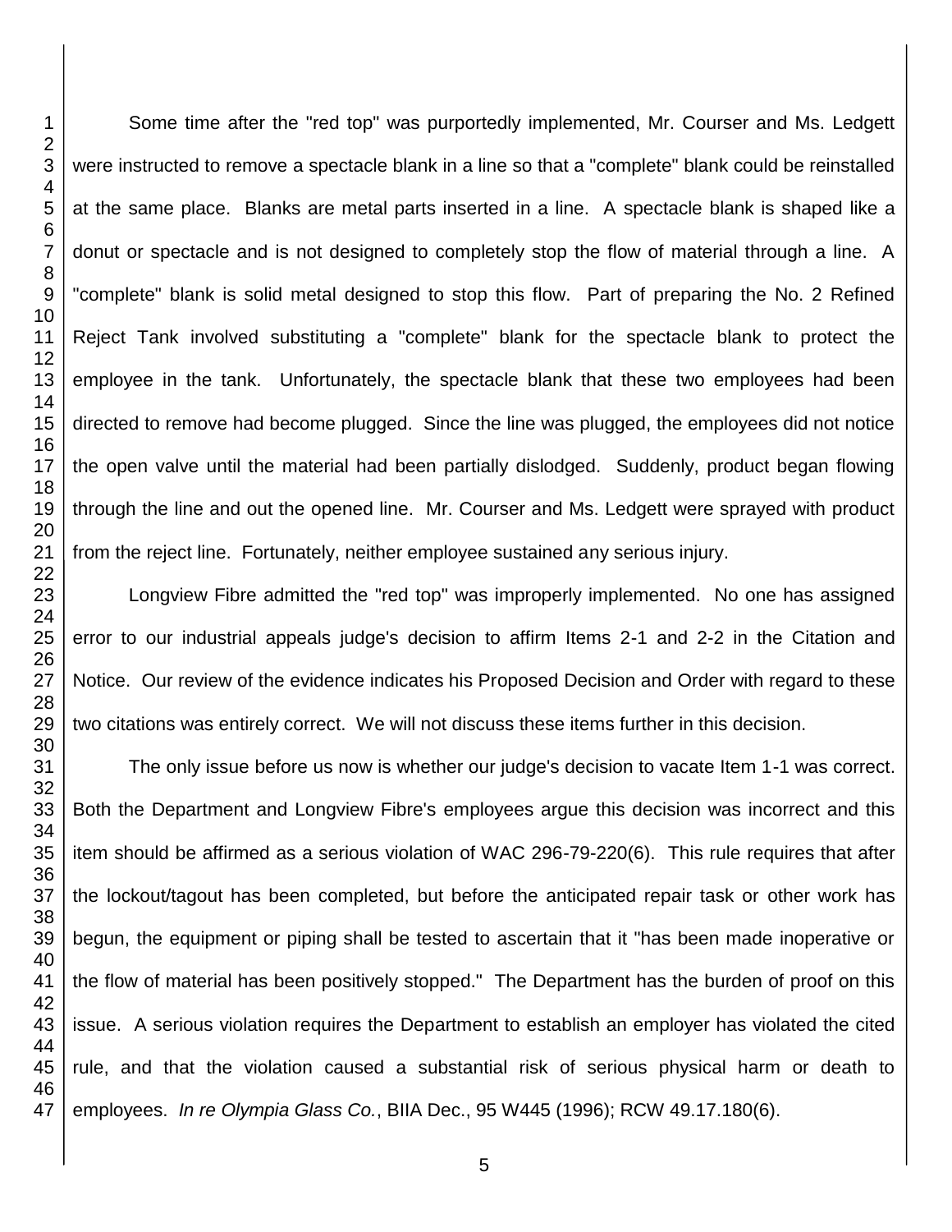Some time after the "red top" was purportedly implemented, Mr. Courser and Ms. Ledgett were instructed to remove a spectacle blank in a line so that a "complete" blank could be reinstalled at the same place. Blanks are metal parts inserted in a line. A spectacle blank is shaped like a donut or spectacle and is not designed to completely stop the flow of material through a line. A "complete" blank is solid metal designed to stop this flow. Part of preparing the No. 2 Refined Reject Tank involved substituting a "complete" blank for the spectacle blank to protect the employee in the tank. Unfortunately, the spectacle blank that these two employees had been directed to remove had become plugged. Since the line was plugged, the employees did not notice the open valve until the material had been partially dislodged. Suddenly, product began flowing through the line and out the opened line. Mr. Courser and Ms. Ledgett were sprayed with product from the reject line. Fortunately, neither employee sustained any serious injury.

Longview Fibre admitted the "red top" was improperly implemented. No one has assigned error to our industrial appeals judge's decision to affirm Items 2-1 and 2-2 in the Citation and Notice. Our review of the evidence indicates his Proposed Decision and Order with regard to these two citations was entirely correct. We will not discuss these items further in this decision.

The only issue before us now is whether our judge's decision to vacate Item 1-1 was correct. Both the Department and Longview Fibre's employees argue this decision was incorrect and this item should be affirmed as a serious violation of WAC 296-79-220(6). This rule requires that after the lockout/tagout has been completed, but before the anticipated repair task or other work has begun, the equipment or piping shall be tested to ascertain that it "has been made inoperative or the flow of material has been positively stopped." The Department has the burden of proof on this issue. A serious violation requires the Department to establish an employer has violated the cited rule, and that the violation caused a substantial risk of serious physical harm or death to employees. *In re Olympia Glass Co.*, BIIA Dec., 95 W445 (1996); RCW 49.17.180(6).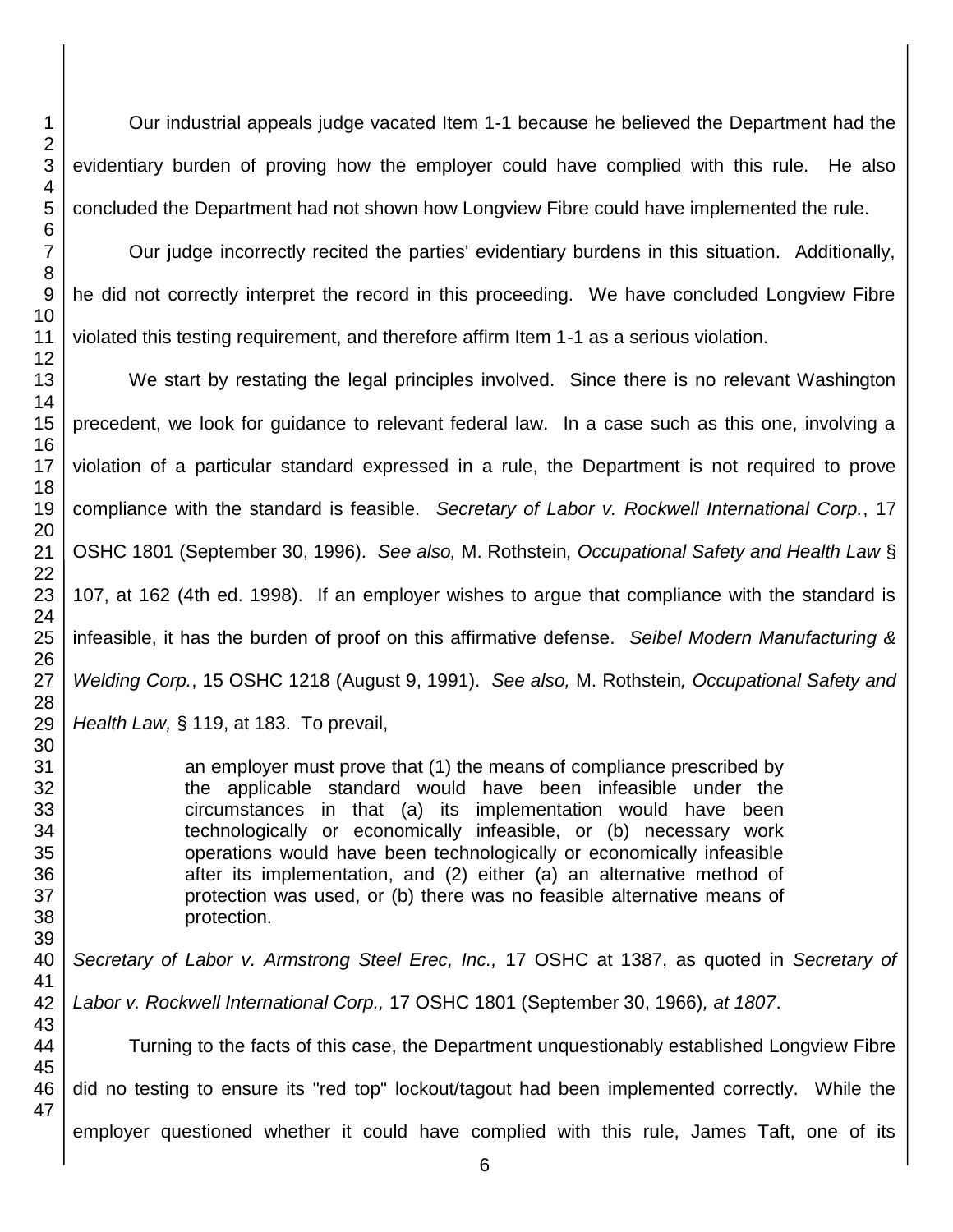Our industrial appeals judge vacated Item 1-1 because he believed the Department had the evidentiary burden of proving how the employer could have complied with this rule. He also concluded the Department had not shown how Longview Fibre could have implemented the rule.

Our judge incorrectly recited the parties' evidentiary burdens in this situation. Additionally, he did not correctly interpret the record in this proceeding. We have concluded Longview Fibre violated this testing requirement, and therefore affirm Item 1-1 as a serious violation.

We start by restating the legal principles involved. Since there is no relevant Washington precedent, we look for guidance to relevant federal law. In a case such as this one, involving a violation of a particular standard expressed in a rule, the Department is not required to prove compliance with the standard is feasible. *Secretary of Labor v. Rockwell International Corp.*, 17 OSHC 1801 (September 30, 1996). *See also,* M. Rothstein*, Occupational Safety and Health Law* § 107, at 162 (4th ed. 1998). If an employer wishes to argue that compliance with the standard is infeasible, it has the burden of proof on this affirmative defense. *Seibel Modern Manufacturing & Welding Corp.*, 15 OSHC 1218 (August 9, 1991). *See also,* M. Rothstein*, Occupational Safety and Health Law,* § 119, at 183. To prevail,

> an employer must prove that (1) the means of compliance prescribed by the applicable standard would have been infeasible under the circumstances in that (a) its implementation would have been technologically or economically infeasible, or (b) necessary work operations would have been technologically or economically infeasible after its implementation, and (2) either (a) an alternative method of protection was used, or (b) there was no feasible alternative means of protection.

*Secretary of Labor v. Armstrong Steel Erec, Inc.,* 17 OSHC at 1387, as quoted in *Secretary of Labor v. Rockwell International Corp.,* 17 OSHC 1801 (September 30, 1966)*, at 1807*.

Turning to the facts of this case, the Department unquestionably established Longview Fibre did no testing to ensure its "red top" lockout/tagout had been implemented correctly. While the employer questioned whether it could have complied with this rule, James Taft, one of its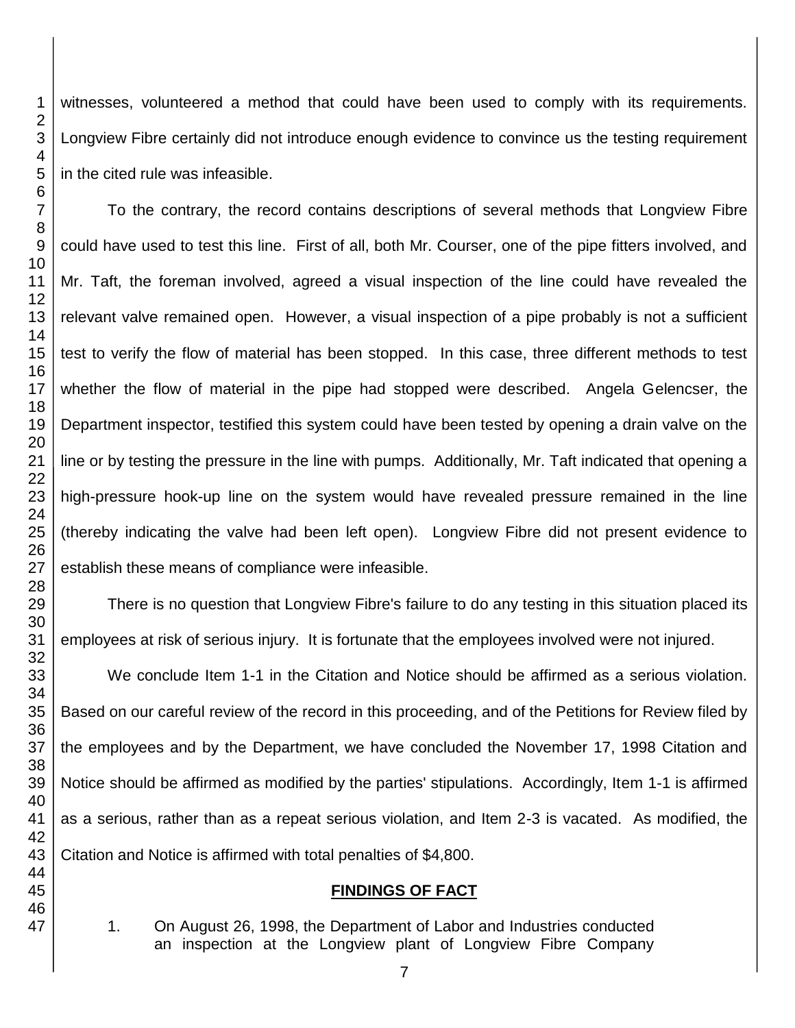witnesses, volunteered a method that could have been used to comply with its requirements. Longview Fibre certainly did not introduce enough evidence to convince us the testing requirement in the cited rule was infeasible.

To the contrary, the record contains descriptions of several methods that Longview Fibre could have used to test this line. First of all, both Mr. Courser, one of the pipe fitters involved, and Mr. Taft, the foreman involved, agreed a visual inspection of the line could have revealed the relevant valve remained open. However, a visual inspection of a pipe probably is not a sufficient test to verify the flow of material has been stopped. In this case, three different methods to test whether the flow of material in the pipe had stopped were described. Angela Gelencser, the Department inspector, testified this system could have been tested by opening a drain valve on the line or by testing the pressure in the line with pumps. Additionally, Mr. Taft indicated that opening a high-pressure hook-up line on the system would have revealed pressure remained in the line (thereby indicating the valve had been left open). Longview Fibre did not present evidence to establish these means of compliance were infeasible.

There is no question that Longview Fibre's failure to do any testing in this situation placed its employees at risk of serious injury. It is fortunate that the employees involved were not injured.

We conclude Item 1-1 in the Citation and Notice should be affirmed as a serious violation. Based on our careful review of the record in this proceeding, and of the Petitions for Review filed by the employees and by the Department, we have concluded the November 17, 1998 Citation and Notice should be affirmed as modified by the parties' stipulations. Accordingly, Item 1-1 is affirmed as a serious, rather than as a repeat serious violation, and Item 2-3 is vacated. As modified, the Citation and Notice is affirmed with total penalties of $4,800.

## FINDINGS OF FACT

1. On August 26, 1998, the Department of Labor and Industries conducted an inspection at the Longview plant of Longview Fibre Company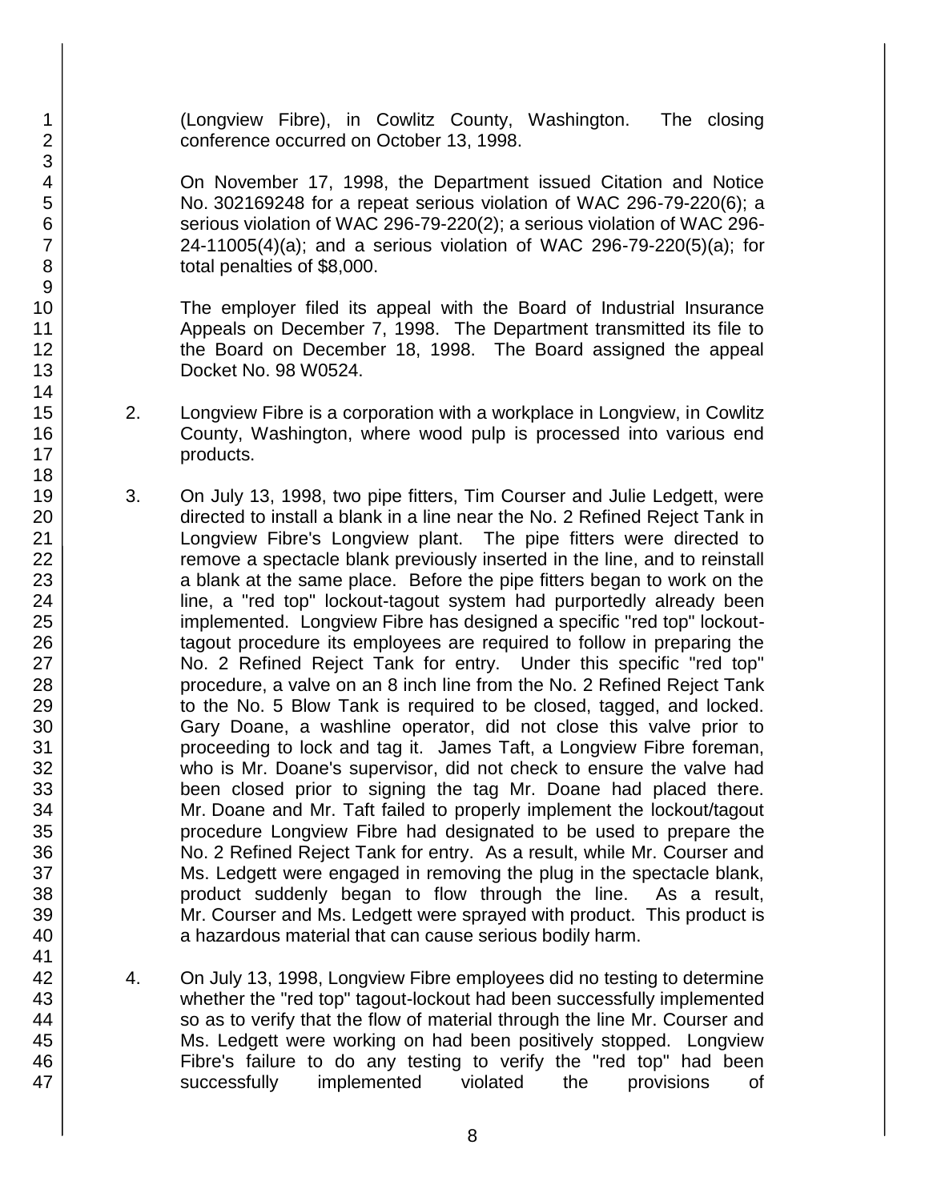(Longview Fibre), in Cowlitz County, Washington. The closing conference occurred on October 13, 1998.

On November 17, 1998, the Department issued Citation and Notice No. 302169248 for a repeat serious violation of WAC 296-79-220(6); a serious violation of WAC 296-79-220(2); a serious violation of WAC 296-24-11005(4)(a); and a serious violation of WAC 296-79-220(5)(a); for total penalties of $8,000.

The employer filed its appeal with the Board of Industrial Insurance Appeals on December 7, 1998. The Department transmitted its file to the Board on December 18, 1998. The Board assigned the appeal Docket No. 98 W0524.

2. Longview Fibre is a corporation with a workplace in Longview, in Cowlitz County, Washington, where wood pulp is processed into various end products.

3. On July 13, 1998, two pipe fitters, Tim Courser and Julie Ledgett, were directed to install a blank in a line near the No. 2 Refined Reject Tank in Longview Fibre's Longview plant. The pipe fitters were directed to remove a spectacle blank previously inserted in the line, and to reinstall a blank at the same place. Before the pipe fitters began to work on the line, a "red top" lockout-tagout system had purportedly already been implemented. Longview Fibre has designed a specific "red top" lockout-tagout procedure its employees are required to follow in preparing the No. 2 Refined Reject Tank for entry. Under this specific "red top" procedure, a valve on an 8 inch line from the No. 2 Refined Reject Tank to the No. 5 Blow Tank is required to be closed, tagged, and locked. Gary Doane, a washline operator, did not close this valve prior to proceeding to lock and tag it. James Taft, a Longview Fibre foreman, who is Mr. Doane's supervisor, did not check to ensure the valve had been closed prior to signing the tag Mr. Doane had placed there. Mr. Doane and Mr. Taft failed to properly implement the lockout/tagout procedure Longview Fibre had designated to be used to prepare the No. 2 Refined Reject Tank for entry. As a result, while Mr. Courser and Ms. Ledgett were engaged in removing the plug in the spectacle blank, product suddenly began to flow through the line. As a result, Mr. Courser and Ms. Ledgett were sprayed with product. This product is a hazardous material that can cause serious bodily harm.

4. On July 13, 1998, Longview Fibre employees did no testing to determine whether the "red top" tagout-lockout had been successfully implemented so as to verify that the flow of material through the line Mr. Courser and Ms. Ledgett were working on had been positively stopped. Longview Fibre's failure to do any testing to verify the "red top" had been successfully implemented violated the provisions of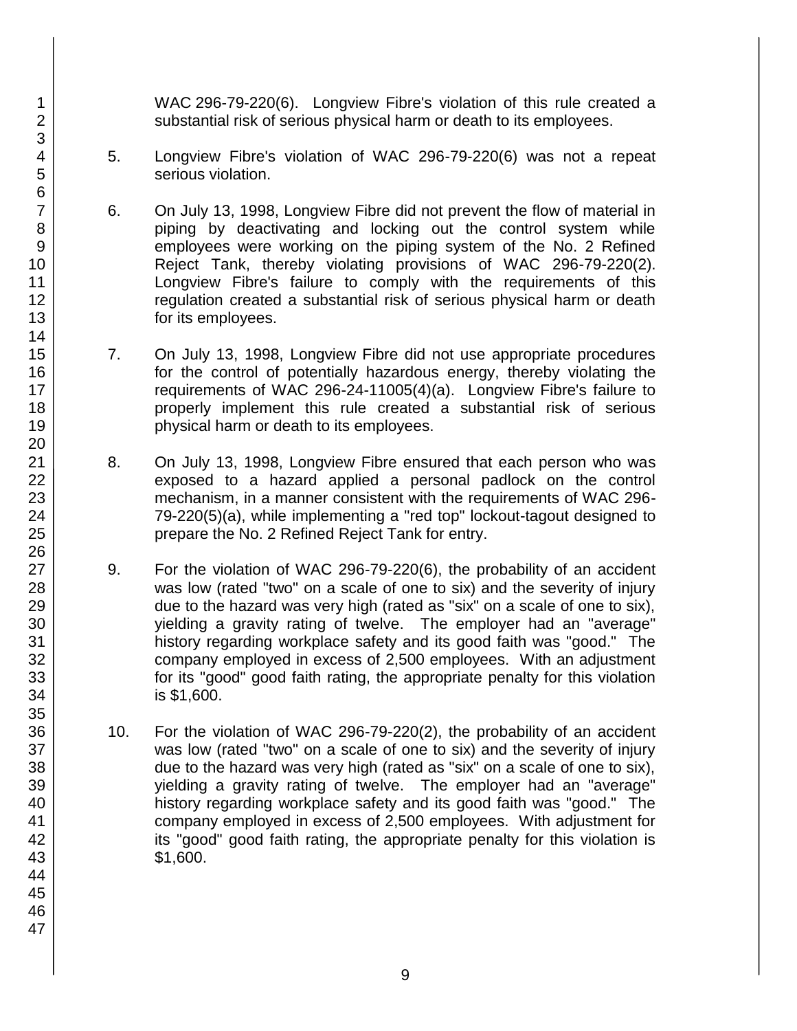WAC 296-79-220(6). Longview Fibre's violation of this rule created a substantial risk of serious physical harm or death to its employees.

5. Longview Fibre's violation of WAC 296-79-220(6) was not a repeat serious violation.

6. On July 13, 1998, Longview Fibre did not prevent the flow of material in piping by deactivating and locking out the control system while employees were working on the piping system of the No. 2 Refined Reject Tank, thereby violating provisions of WAC 296-79-220(2). Longview Fibre's failure to comply with the requirements of this regulation created a substantial risk of serious physical harm or death for its employees.

7. On July 13, 1998, Longview Fibre did not use appropriate procedures for the control of potentially hazardous energy, thereby violating the requirements of WAC 296-24-11005(4)(a). Longview Fibre's failure to properly implement this rule created a substantial risk of serious physical harm or death to its employees.

8. On July 13, 1998, Longview Fibre ensured that each person who was exposed to a hazard applied a personal padlock on the control mechanism, in a manner consistent with the requirements of WAC 296-79-220(5)(a), while implementing a "red top" lockout-tagout designed to prepare the No. 2 Refined Reject Tank for entry.

9. For the violation of WAC 296-79-220(6), the probability of an accident was low (rated "two" on a scale of one to six) and the severity of injury due to the hazard was very high (rated as "six" on a scale of one to six), yielding a gravity rating of twelve. The employer had an "average" history regarding workplace safety and its good faith was "good." The company employed in excess of 2,500 employees. With an adjustment for its "good" good faith rating, the appropriate penalty for this violation is $1,600.

10. For the violation of WAC 296-79-220(2), the probability of an accident was low (rated "two" on a scale of one to six) and the severity of injury due to the hazard was very high (rated as "six" on a scale of one to six), yielding a gravity rating of twelve. The employer had an "average" history regarding workplace safety and its good faith was "good." The company employed in excess of 2,500 employees. With adjustment for its "good" good faith rating, the appropriate penalty for this violation is $1,600.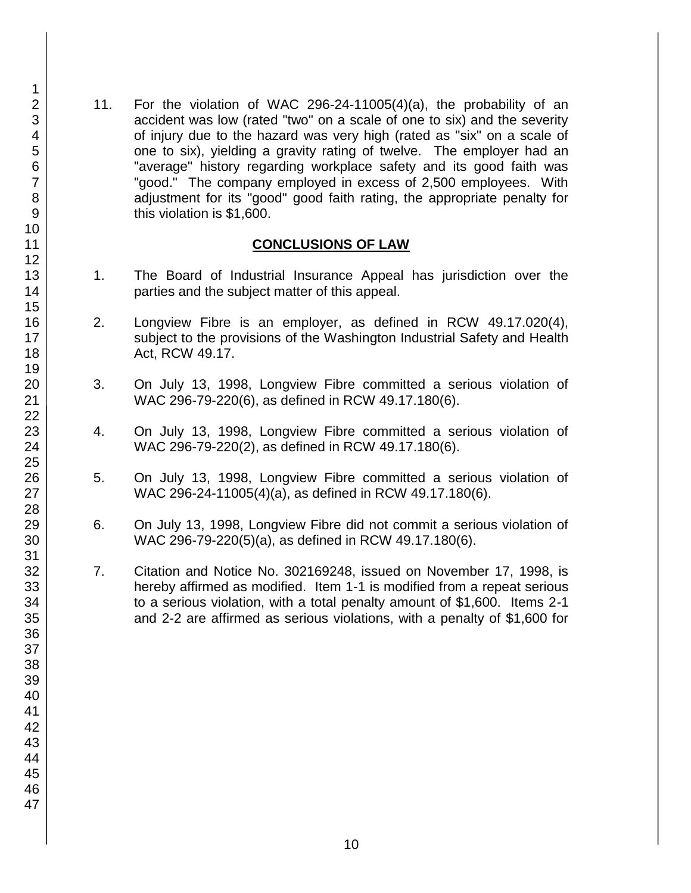11. For the violation of WAC 296-24-11005(4)(a), the probability of an accident was low (rated "two" on a scale of one to six) and the severity of injury due to the hazard was very high (rated as "six" on a scale of one to six), yielding a gravity rating of twelve. The employer had an "average" history regarding workplace safety and its good faith was "good." The company employed in excess of 2,500 employees. With adjustment for its "good" good faith rating, the appropriate penalty for this violation is $1,600.

## CONCLUSIONS OF LAW

1. The Board of Industrial Insurance Appeal has jurisdiction over the parties and the subject matter of this appeal.

2. Longview Fibre is an employer, as defined in RCW 49.17.020(4), subject to the provisions of the Washington Industrial Safety and Health Act, RCW 49.17.

3. On July 13, 1998, Longview Fibre committed a serious violation of WAC 296-79-220(6), as defined in RCW 49.17.180(6).

4. On July 13, 1998, Longview Fibre committed a serious violation of WAC 296-79-220(2), as defined in RCW 49.17.180(6).

5. On July 13, 1998, Longview Fibre committed a serious violation of WAC 296-24-11005(4)(a), as defined in RCW 49.17.180(6).

6. On July 13, 1998, Longview Fibre did not commit a serious violation of WAC 296-79-220(5)(a), as defined in RCW 49.17.180(6).

7. Citation and Notice No. 302169248, issued on November 17, 1998, is hereby affirmed as modified. Item 1-1 is modified from a repeat serious to a serious violation, with a total penalty amount of $1,600. Items 2-1 and 2-2 are affirmed as serious violations, with a penalty of $1,600 for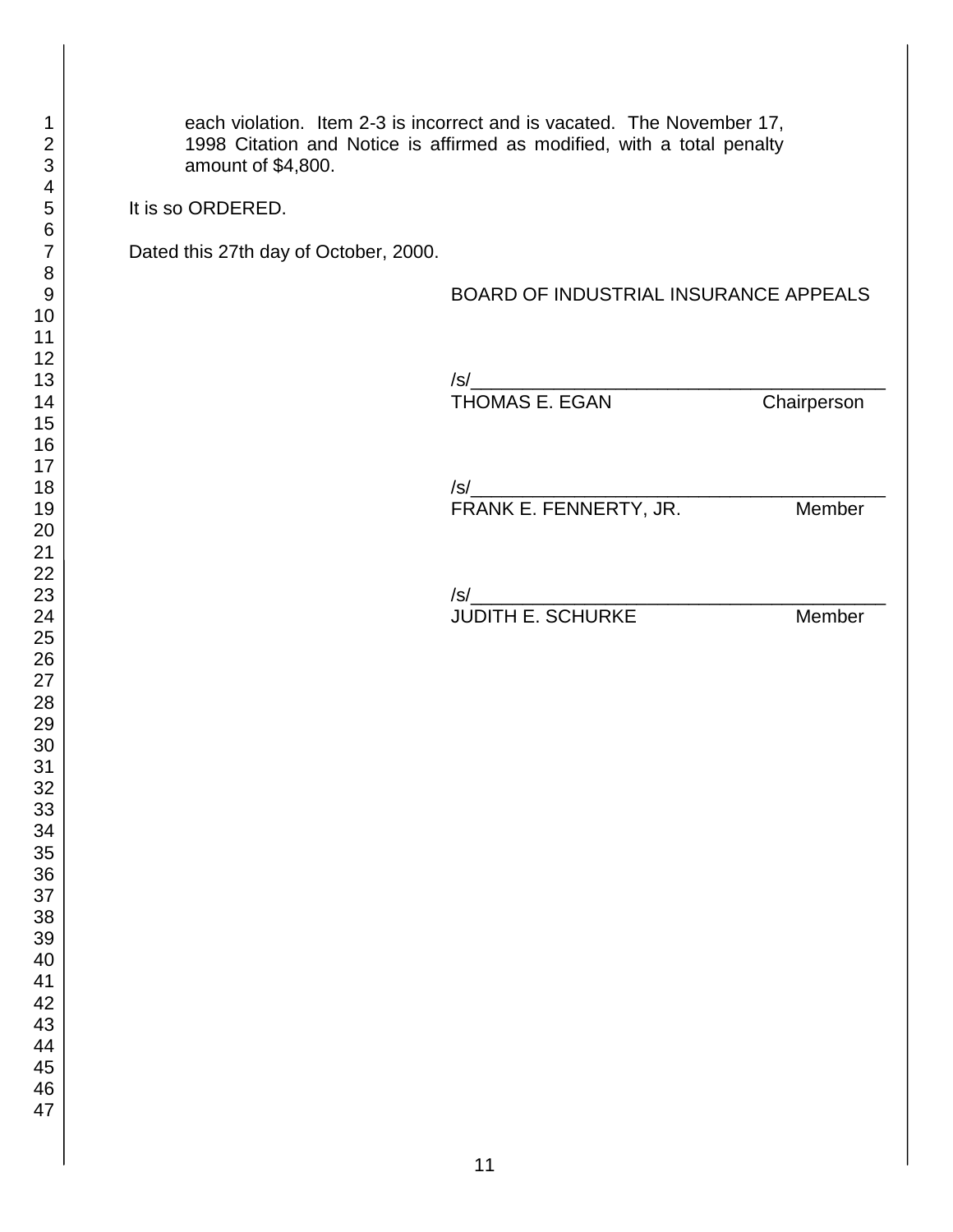each violation. Item 2-3 is incorrect and is vacated. The November 17, 1998 Citation and Notice is affirmed as modified, with a total penalty amount of $4,800.

It is so ORDERED.

Dated this 27th day of October, 2000.

BOARD OF INDUSTRIAL INSURANCE APPEALS

/s/______________________________________
THOMAS E. EGAN Chairperson

/s/______________________________________
FRANK E. FENNERTY, JR. Member

/s/______________________________________
JUDITH E. SCHURKE Member